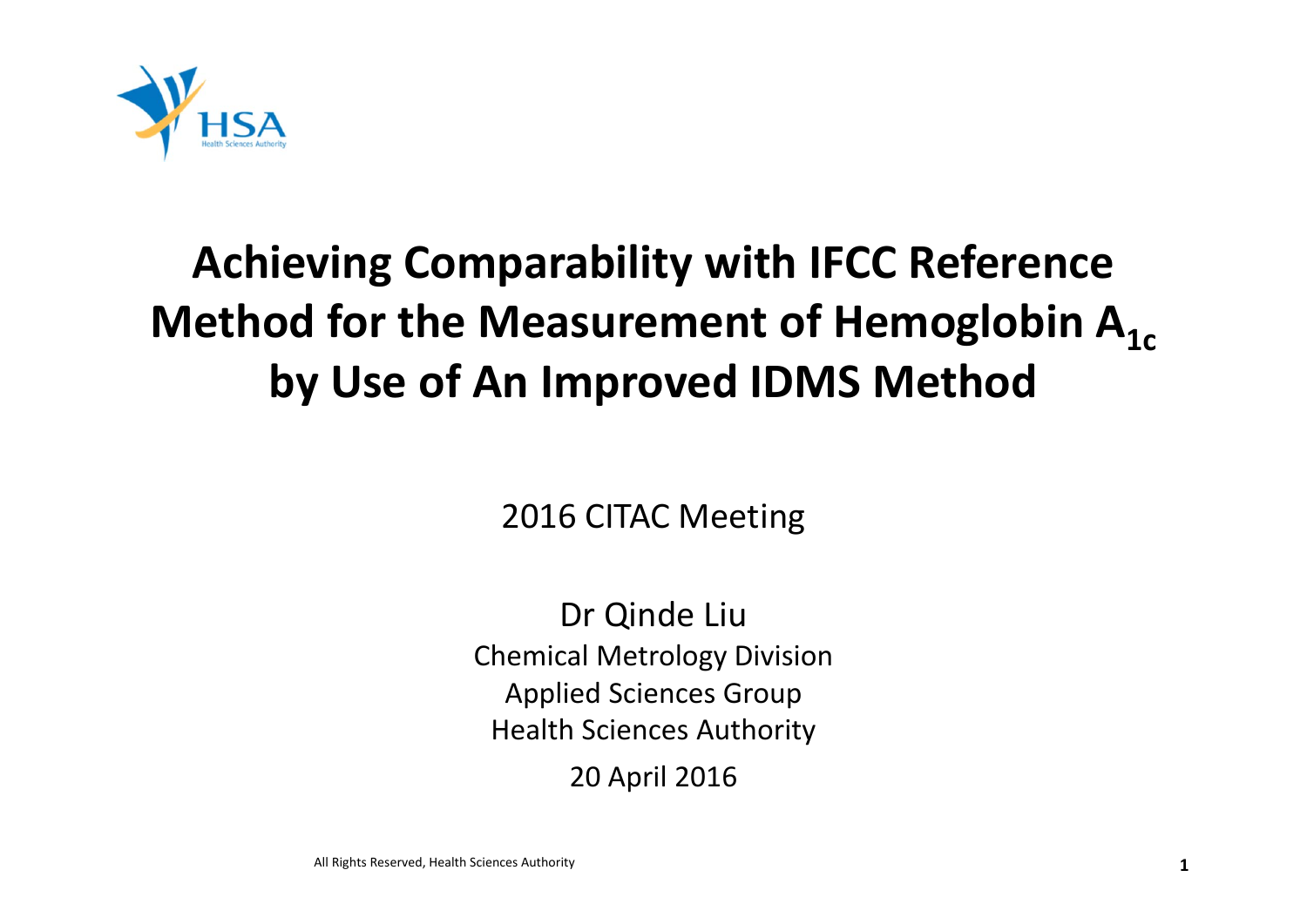# Achieving Comparability with IFCC Reference Method for the Measurement of Hemoglobin $A_{1c}$ by Use of An Improved IDMS Method

2016 CITAC Meeting

Dr Qinde Liu

Chemical Metrology Division

Applied Sciences Group

Health Sciences Authority

20 April 2016

All Rights Reserved, Health Sciences Authority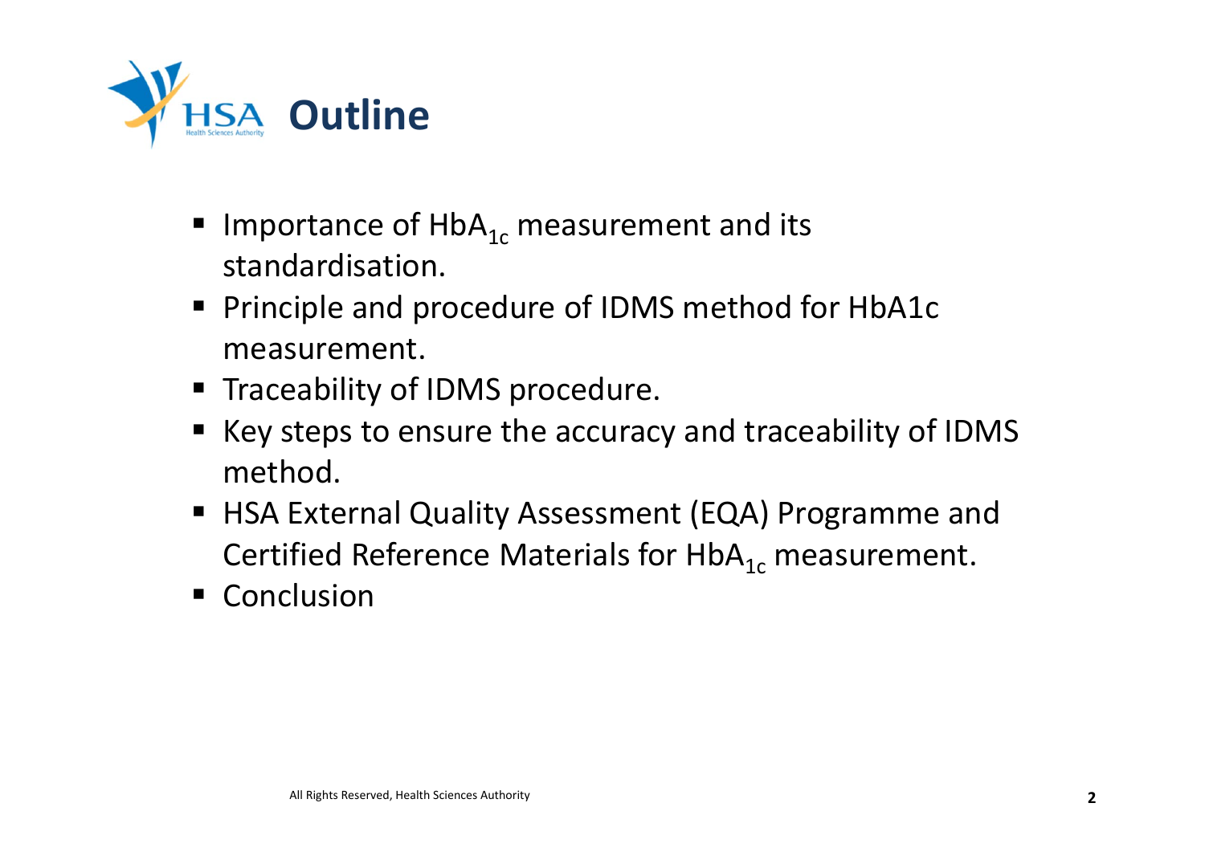# Outline

- Importance of $HbA_{1c}$ measurement and its standardisation.
- Principle and procedure of IDMS method for HbA1c measurement.
- Traceability of IDMS procedure.
- Key steps to ensure the accuracy and traceability of IDMS method.
- HSA External Quality Assessment (EQA) Programme and Certified Reference Materials for $HbA_{1c}$ measurement.
- Conclusion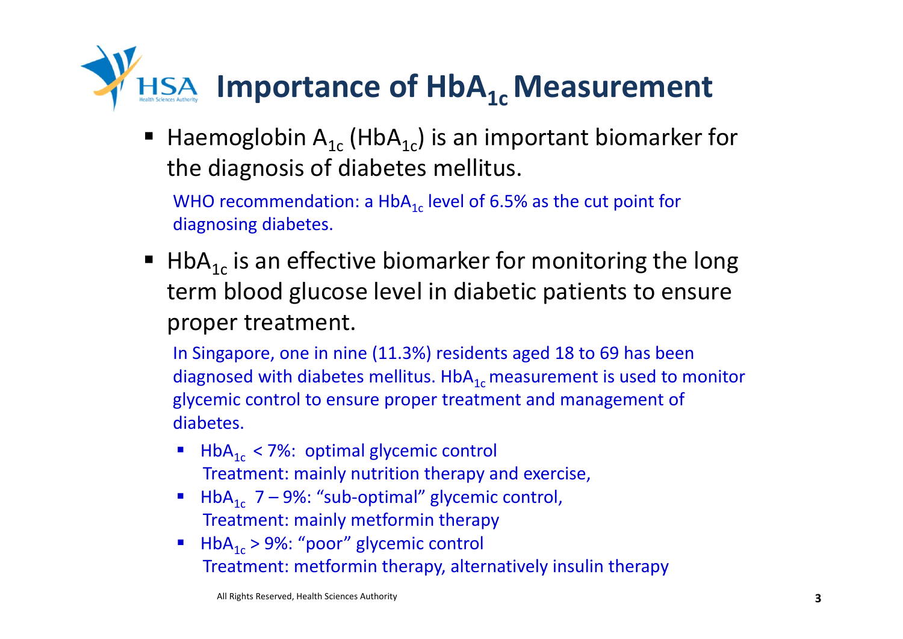# Importance of $HbA_{1c}$ Measurement

- Haemoglobin $A_{1c}$ ($HbA_{1c}$) is an important biomarker for the diagnosis of diabetes mellitus.

  WHO recommendation: a $HbA_{1c}$ level of 6.5% as the cut point for diagnosing diabetes.

- $HbA_{1c}$ is an effective biomarker for monitoring the long term blood glucose level in diabetic patients to ensure proper treatment.

  In Singapore, one in nine (11.3%) residents aged 18 to 69 has been diagnosed with diabetes mellitus. $HbA_{1c}$ measurement is used to monitor glycemic control to ensure proper treatment and management of diabetes.

  - $HbA_{1c}$ < 7%: optimal glycemic control
    Treatment: mainly nutrition therapy and exercise,
  - $HbA_{1c}$ 7 – 9%: "sub-optimal" glycemic control,
    Treatment: mainly metformin therapy
  - $HbA_{1c}$ > 9%: "poor" glycemic control
    Treatment: metformin therapy, alternatively insulin therapy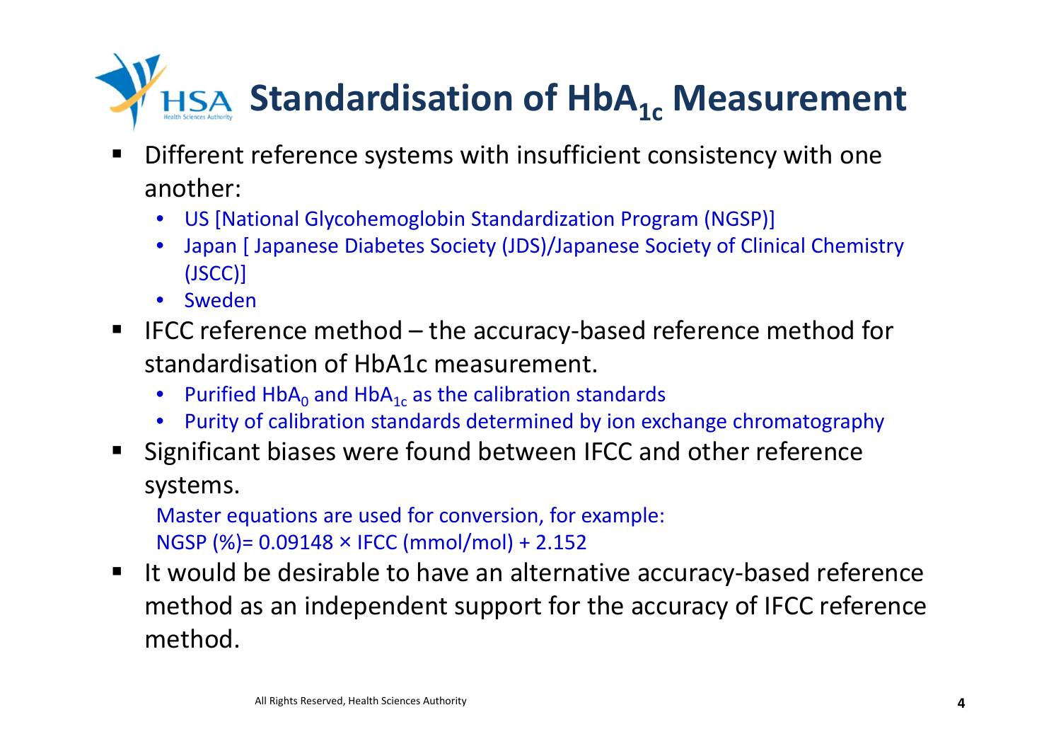# Standardisation of $HbA_{1c}$ Measurement

- Different reference systems with insufficient consistency with one another:
  - US [National Glycohemoglobin Standardization Program (NGSP)]
  - Japan [ Japanese Diabetes Society (JDS)/Japanese Society of Clinical Chemistry (JSCC)]
  - Sweden
- IFCC reference method – the accuracy-based reference method for standardisation of HbA1c measurement.
  - Purified $HbA_0$ and $HbA_{1c}$ as the calibration standards
  - Purity of calibration standards determined by ion exchange chromatography
- Significant biases were found between IFCC and other reference systems.

  Master equations are used for conversion, for example:
  NGSP (%)= 0.09148 × IFCC (mmol/mol) + 2.152
- It would be desirable to have an alternative accuracy-based reference method as an independent support for the accuracy of IFCC reference method.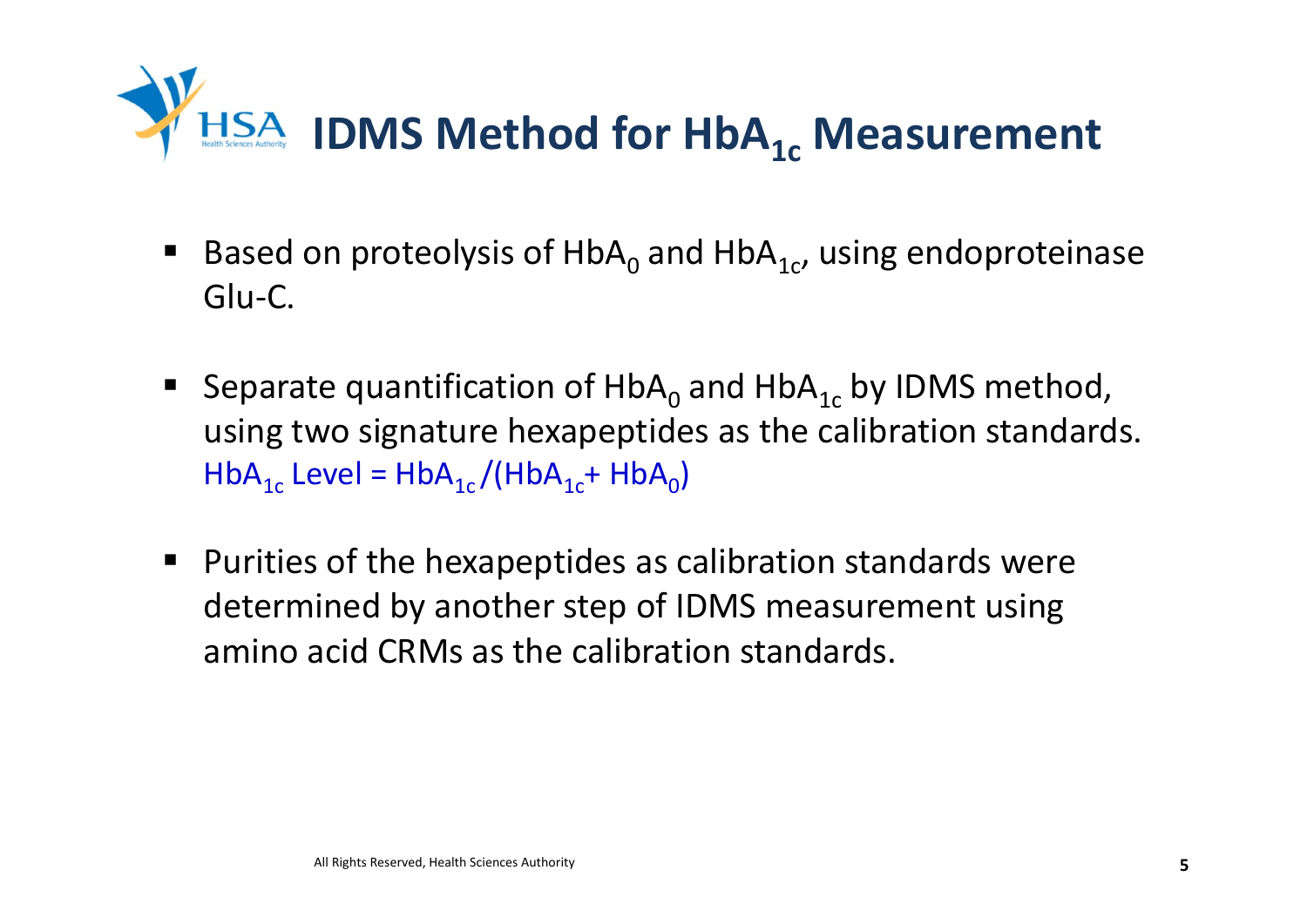# IDMS Method for $HbA_{1c}$ Measurement

- Based on proteolysis of $HbA_0$ and $HbA_{1c}$, using endoproteinase Glu-C.
- Separate quantification of $HbA_0$ and $HbA_{1c}$ by IDMS method, using two signature hexapeptides as the calibration standards.
  $HbA_{1c}$ Level = $HbA_{1c}/(HbA_{1c} + HbA_0)$
- Purities of the hexapeptides as calibration standards were determined by another step of IDMS measurement using amino acid CRMs as the calibration standards.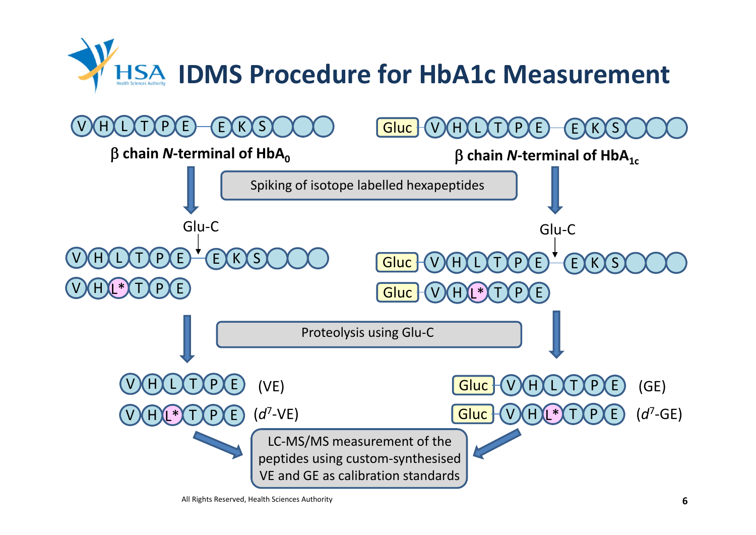# IDMS Procedure for HbA1c Measurement

V H L T P E — E K S

β chain *N*-terminal of $HbA_0$

Gluc — V H L T P E — E K S

β chain *N*-terminal of $HbA_{1c}$

Spiking of isotope labelled hexapeptides

Glu-C

V H L T P E — E K S

V H L* T P E

Glu-C

Gluc — V H L T P E — E K S

Gluc — V H L* T P E

Proteolysis using Glu-C

V H L T P E (VE)

V H L* T P E ($d^7$-VE)

Gluc — V H L T P E (GE)

Gluc — V H L* T P E ($d^7$-GE)

LC-MS/MS measurement of the peptides using custom-synthesised VE and GE as calibration standards

All Rights Reserved, Health Sciences Authority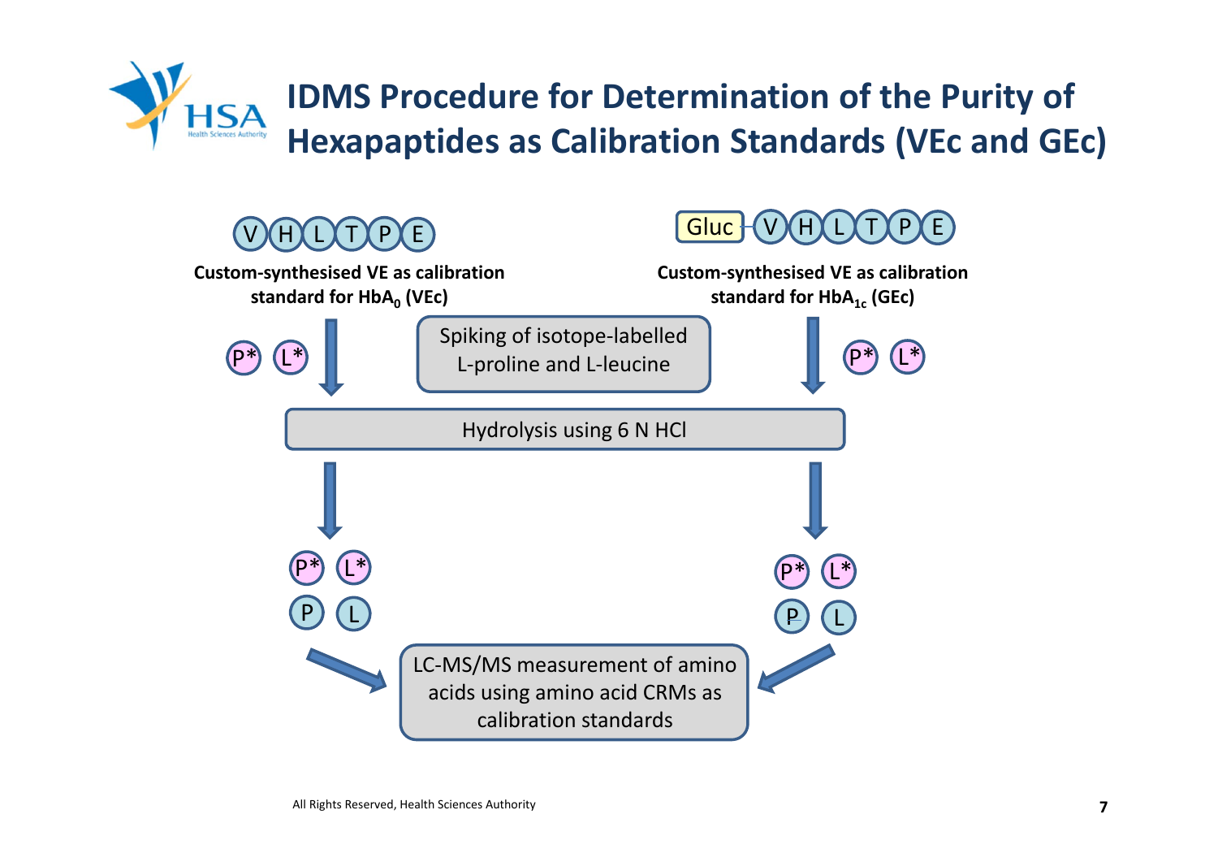# IDMS Procedure for Determination of the Purity of Hexapaptides as Calibration Standards (VEc and GEc)

V H L T P E

**Custom-synthesised VE as calibration standard for $HbA_0$ (VEc)**

Gluc - V H L T P E

**Custom-synthesised VE as calibration standard for $HbA_{1c}$ (GEc)**

P* L*

Spiking of isotope-labelled L-proline and L-leucine

P* L*

Hydrolysis using 6 N HCl

P* L*
P L

P* L*
P L

LC-MS/MS measurement of amino acids using amino acid CRMs as calibration standards

All Rights Reserved, Health Sciences Authority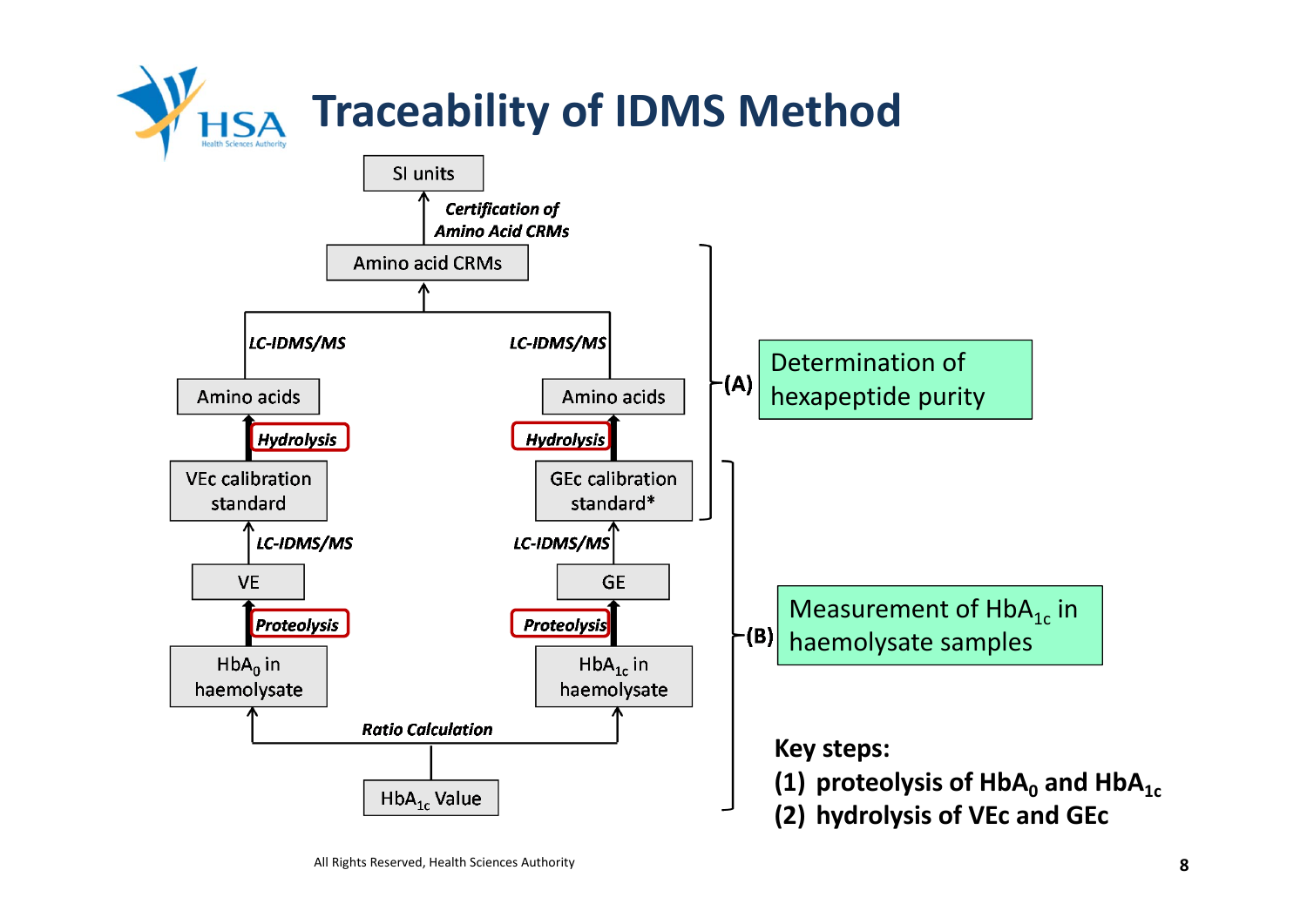# Traceability of IDMS Method

SI units

↑ *Certification of Amino Acid CRMs*

Amino acid CRMs

↑ *LC-IDMS/MS* (from both branches)

| Left branch | Right branch |
|---|---|
| Amino acids | Amino acids |
| ↑ ***Hydrolysis*** | ↑ ***Hydrolysis*** |
| VEc calibration standard | GEc calibration standard* |
| ↑ *LC-IDMS/MS* | ↑ *LC-IDMS/MS* |
| VE | GE |
| ↑ ***Proteolysis*** | ↑ ***Proteolysis*** |
| $HbA_0$ in haemolysate | $HbA_{1c}$ in haemolysate |

↑ *Ratio Calculation* (to both branches)

$HbA_{1c}$ Value

**(A)** Determination of hexapeptide purity

**(B)** Measurement of $HbA_{1c}$ in haemolysate samples

**Key steps:**

**(1) proteolysis of $HbA_0$ and $HbA_{1c}$**

**(2) hydrolysis of VEc and GEc**

All Rights Reserved, Health Sciences Authority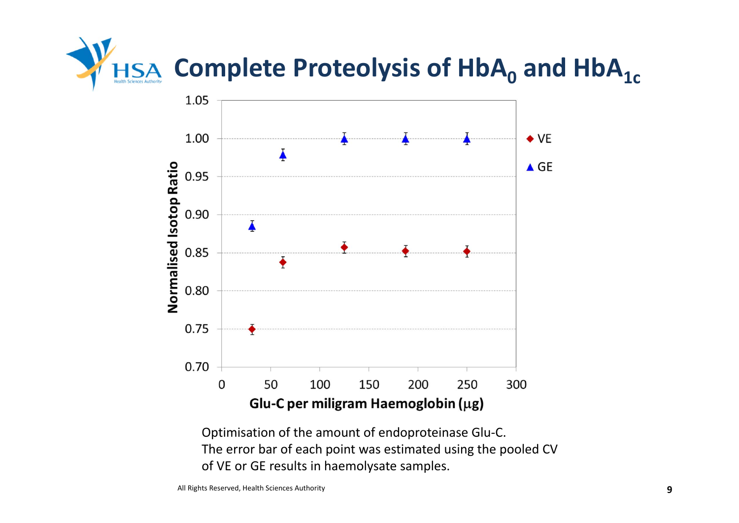# Complete Proteolysis of $HbA_0$ and $HbA_{1c}$

Optimisation of the amount of endoproteinase Glu-C.
The error bar of each point was estimated using the pooled CV of VE or GE results in haemolysate samples.

All Rights Reserved, Health Sciences Authority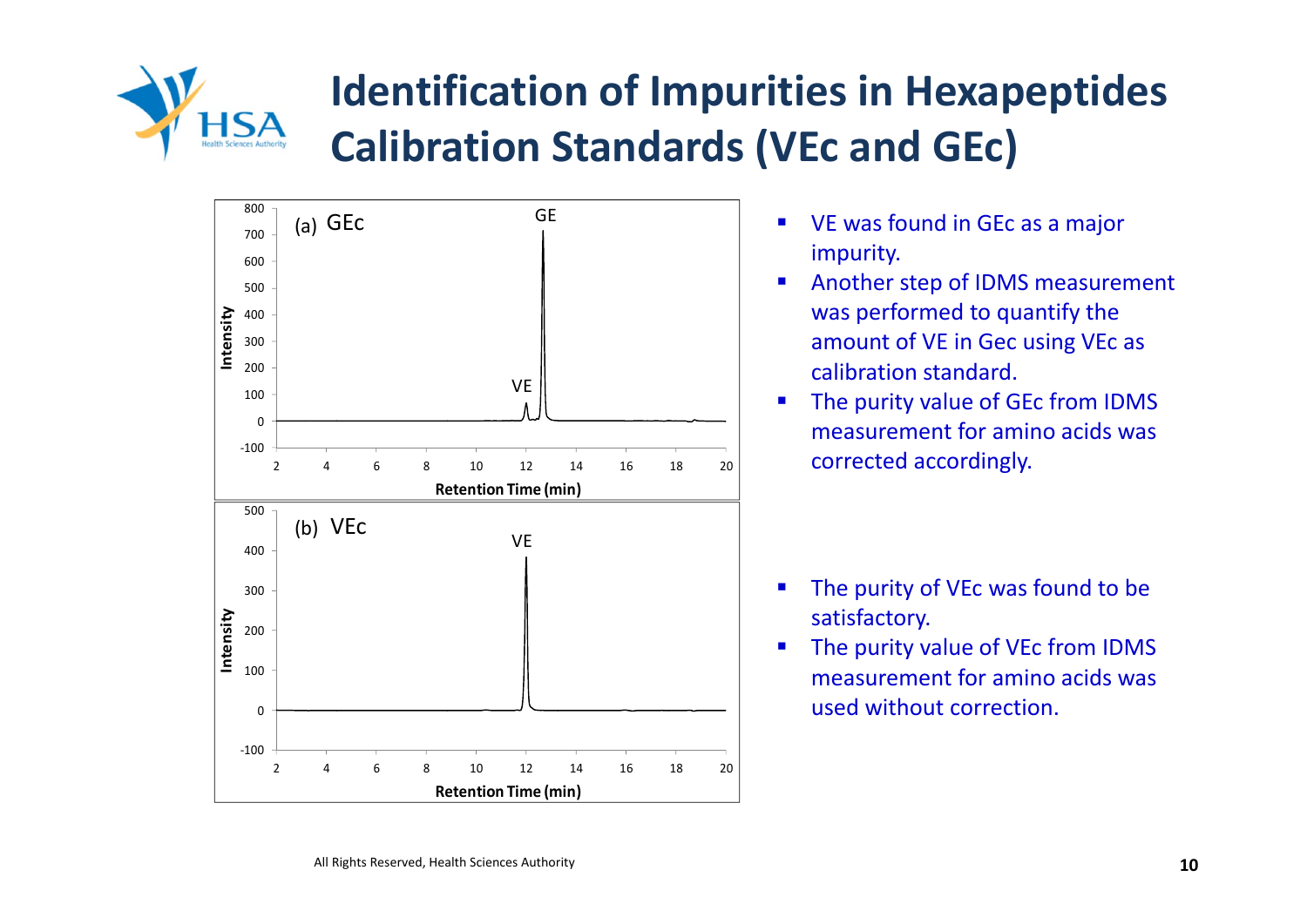# Identification of Impurities in Hexapeptides Calibration Standards (VEc and GEc)

- VE was found in GEc as a major impurity.
- Another step of IDMS measurement was performed to quantify the amount of VE in Gec using VEc as calibration standard.
- The purity value of GEc from IDMS measurement for amino acids was corrected accordingly.

- The purity of VEc was found to be satisfactory.
- The purity value of VEc from IDMS measurement for amino acids was used without correction.

All Rights Reserved, Health Sciences Authority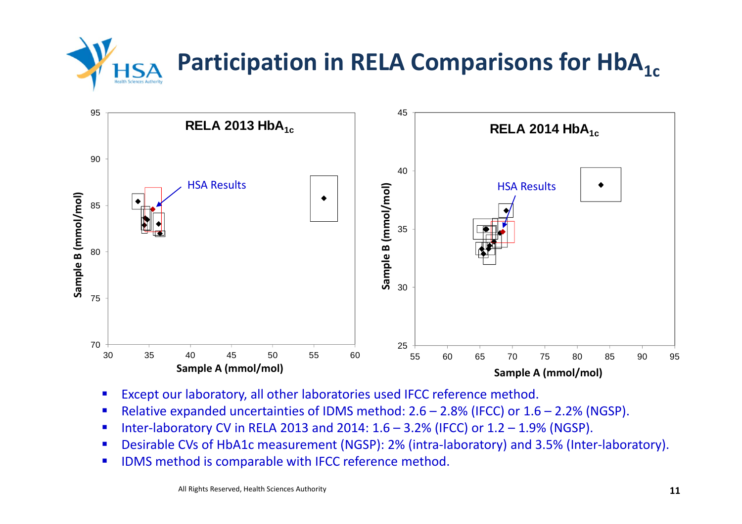# Participation in RELA Comparisons for $HbA_{1c}$

RELA 2013 $HbA_{1c}$

RELA 2014 $HbA_{1c}$

- Except our laboratory, all other laboratories used IFCC reference method.
- Relative expanded uncertainties of IDMS method: 2.6 – 2.8% (IFCC) or 1.6 – 2.2% (NGSP).
- Inter-laboratory CV in RELA 2013 and 2014: 1.6 – 3.2% (IFCC) or 1.2 – 1.9% (NGSP).
- Desirable CVs of HbA1c measurement (NGSP): 2% (intra-laboratory) and 3.5% (Inter-laboratory).
- IDMS method is comparable with IFCC reference method.

All Rights Reserved, Health Sciences Authority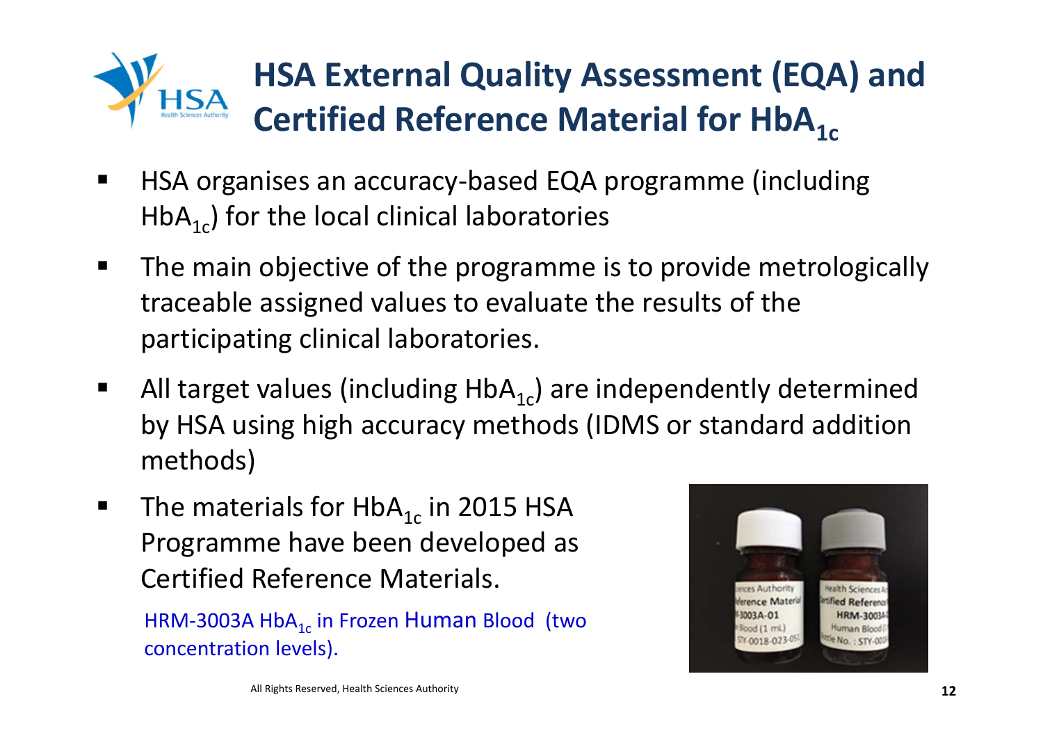# HSA External Quality Assessment (EQA) and Certified Reference Material for $HbA_{1c}$

- HSA organises an accuracy-based EQA programme (including $HbA_{1c}$) for the local clinical laboratories
- The main objective of the programme is to provide metrologically traceable assigned values to evaluate the results of the participating clinical laboratories.
- All target values (including $HbA_{1c}$) are independently determined by HSA using high accuracy methods (IDMS or standard addition methods)
- The materials for $HbA_{1c}$ in 2015 HSA Programme have been developed as Certified Reference Materials.

  HRM-3003A $HbA_{1c}$ in Frozen Human Blood (two concentration levels).

All Rights Reserved, Health Sciences Authority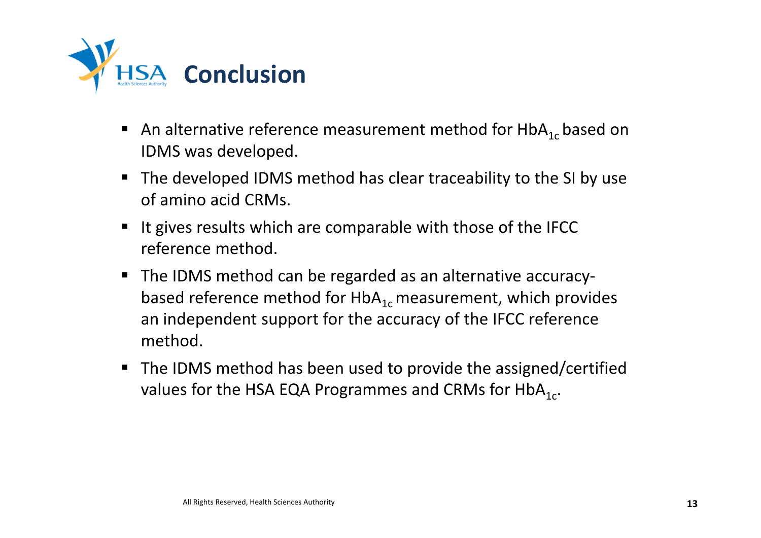# Conclusion

- An alternative reference measurement method for $HbA_{1c}$ based on IDMS was developed.
- The developed IDMS method has clear traceability to the SI by use of amino acid CRMs.
- It gives results which are comparable with those of the IFCC reference method.
- The IDMS method can be regarded as an alternative accuracy-based reference method for $HbA_{1c}$ measurement, which provides an independent support for the accuracy of the IFCC reference method.
- The IDMS method has been used to provide the assigned/certified values for the HSA EQA Programmes and CRMs for $HbA_{1c}$.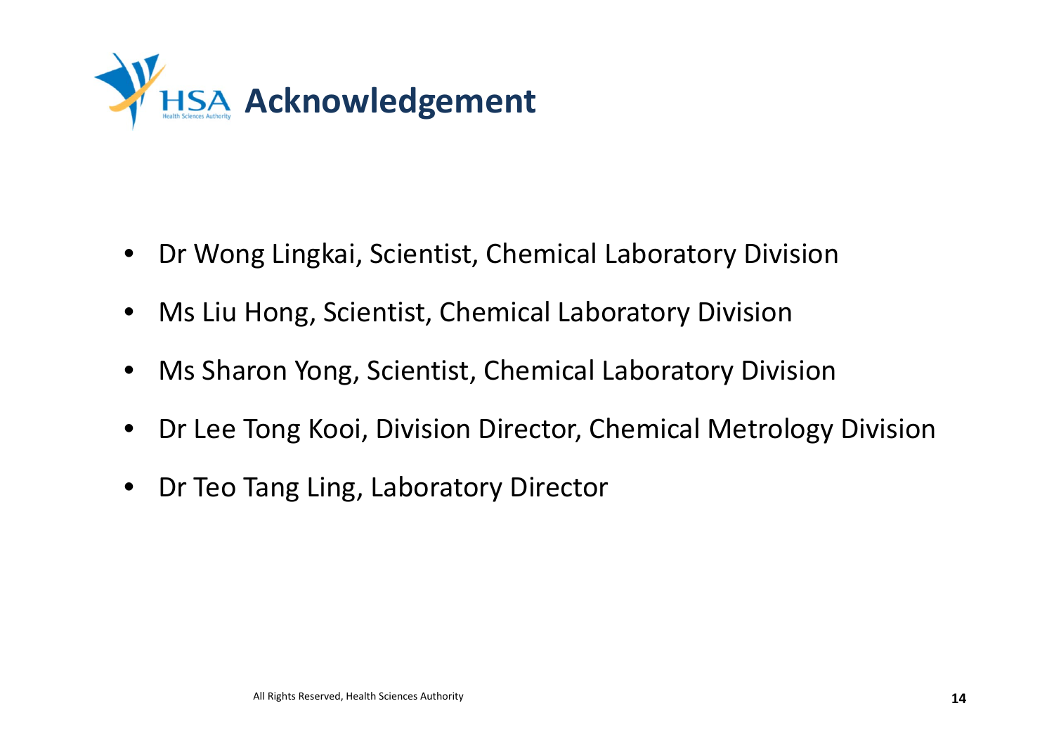# Acknowledgement

- Dr Wong Lingkai, Scientist, Chemical Laboratory Division
- Ms Liu Hong, Scientist, Chemical Laboratory Division
- Ms Sharon Yong, Scientist, Chemical Laboratory Division
- Dr Lee Tong Kooi, Division Director, Chemical Metrology Division
- Dr Teo Tang Ling, Laboratory Director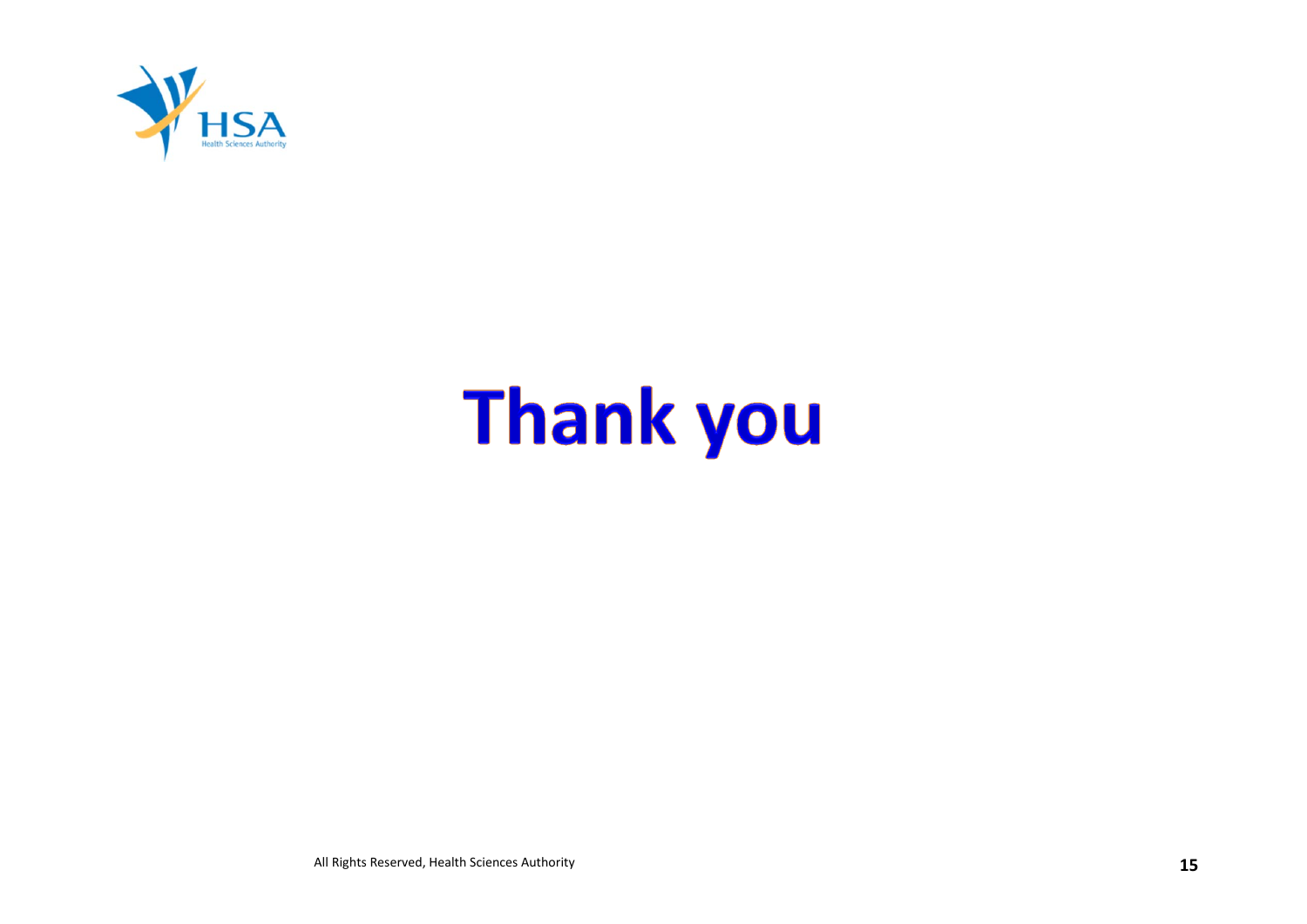# Thank you